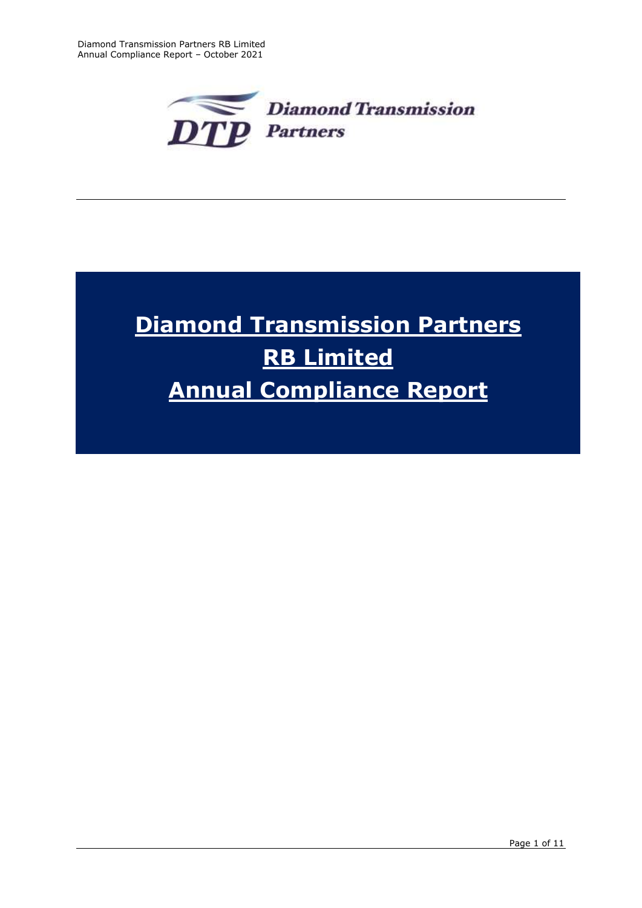# Diamond Transmission Partners RB Limited Annual Compliance Report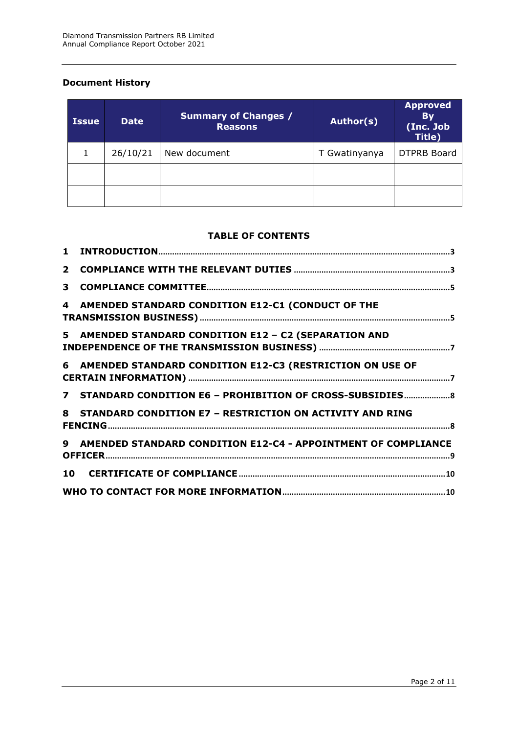**Document History**

| Issue | Date | Summary of Changes / Reasons | Author(s) | Approved By (Inc. Job Title) |
|---|---|---|---|---|
| 1 | 26/10/21 | New document | T Gwatinyanya | DTPRB Board |
| | | | | |
| | | | | |

**TABLE OF CONTENTS**

1 INTRODUCTION .......... 3

2 COMPLIANCE WITH THE RELEVANT DUTIES .......... 3

3 COMPLIANCE COMMITTEE .......... 5

4 AMENDED STANDARD CONDITION E12-C1 (CONDUCT OF THE TRANSMISSION BUSINESS) .......... 5

5 AMENDED STANDARD CONDITION E12 – C2 (SEPARATION AND INDEPENDENCE OF THE TRANSMISSION BUSINESS) .......... 7

6 AMENDED STANDARD CONDITION E12-C3 (RESTRICTION ON USE OF CERTAIN INFORMATION) .......... 7

7 STANDARD CONDITION E6 – PROHIBITION OF CROSS-SUBSIDIES .......... 8

8 STANDARD CONDITION E7 – RESTRICTION ON ACTIVITY AND RING FENCING .......... 8

9 AMENDED STANDARD CONDITION E12-C4 - APPOINTMENT OF COMPLIANCE OFFICER .......... 9

10 CERTIFICATE OF COMPLIANCE .......... 10

WHO TO CONTACT FOR MORE INFORMATION .......... 10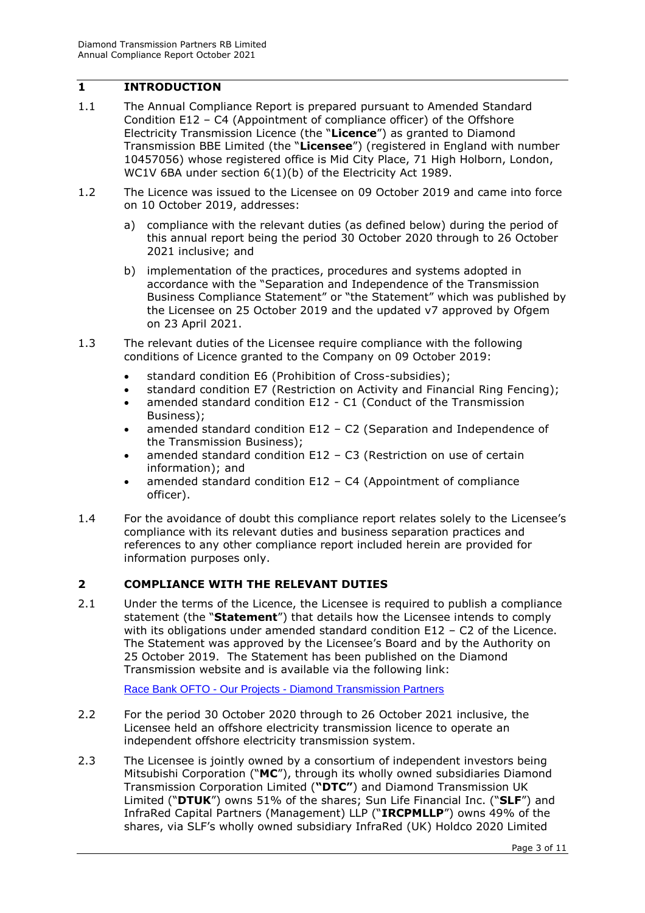## 1 INTRODUCTION

1.1 The Annual Compliance Report is prepared pursuant to Amended Standard Condition E12 – C4 (Appointment of compliance officer) of the Offshore Electricity Transmission Licence (the "**Licence**") as granted to Diamond Transmission BBE Limited (the "**Licensee**") (registered in England with number 10457056) whose registered office is Mid City Place, 71 High Holborn, London, WC1V 6BA under section 6(1)(b) of the Electricity Act 1989.

1.2 The Licence was issued to the Licensee on 09 October 2019 and came into force on 10 October 2019, addresses:

a) compliance with the relevant duties (as defined below) during the period of this annual report being the period 30 October 2020 through to 26 October 2021 inclusive; and

b) implementation of the practices, procedures and systems adopted in accordance with the "Separation and Independence of the Transmission Business Compliance Statement" or "the Statement" which was published by the Licensee on 25 October 2019 and the updated v7 approved by Ofgem on 23 April 2021.

1.3 The relevant duties of the Licensee require compliance with the following conditions of Licence granted to the Company on 09 October 2019:

- standard condition E6 (Prohibition of Cross-subsidies);
- standard condition E7 (Restriction on Activity and Financial Ring Fencing);
- amended standard condition E12 - C1 (Conduct of the Transmission Business);
- amended standard condition E12 – C2 (Separation and Independence of the Transmission Business);
- amended standard condition E12 – C3 (Restriction on use of certain information); and
- amended standard condition E12 – C4 (Appointment of compliance officer).

1.4 For the avoidance of doubt this compliance report relates solely to the Licensee's compliance with its relevant duties and business separation practices and references to any other compliance report included herein are provided for information purposes only.

## 2 COMPLIANCE WITH THE RELEVANT DUTIES

2.1 Under the terms of the Licence, the Licensee is required to publish a compliance statement (the "**Statement**") that details how the Licensee intends to comply with its obligations under amended standard condition E12 – C2 of the Licence. The Statement was approved by the Licensee's Board and by the Authority on 25 October 2019. The Statement has been published on the Diamond Transmission website and is available via the following link:

[Race Bank OFTO - Our Projects - Diamond Transmission Partners]

2.2 For the period 30 October 2020 through to 26 October 2021 inclusive, the Licensee held an offshore electricity transmission licence to operate an independent offshore electricity transmission system.

2.3 The Licensee is jointly owned by a consortium of independent investors being Mitsubishi Corporation ("**MC**"), through its wholly owned subsidiaries Diamond Transmission Corporation Limited (**"DTC"**) and Diamond Transmission UK Limited ("**DTUK**") owns 51% of the shares; Sun Life Financial Inc. ("**SLF**") and InfraRed Capital Partners (Management) LLP ("**IRCPMLLP**") owns 49% of the shares, via SLF's wholly owned subsidiary InfraRed (UK) Holdco 2020 Limited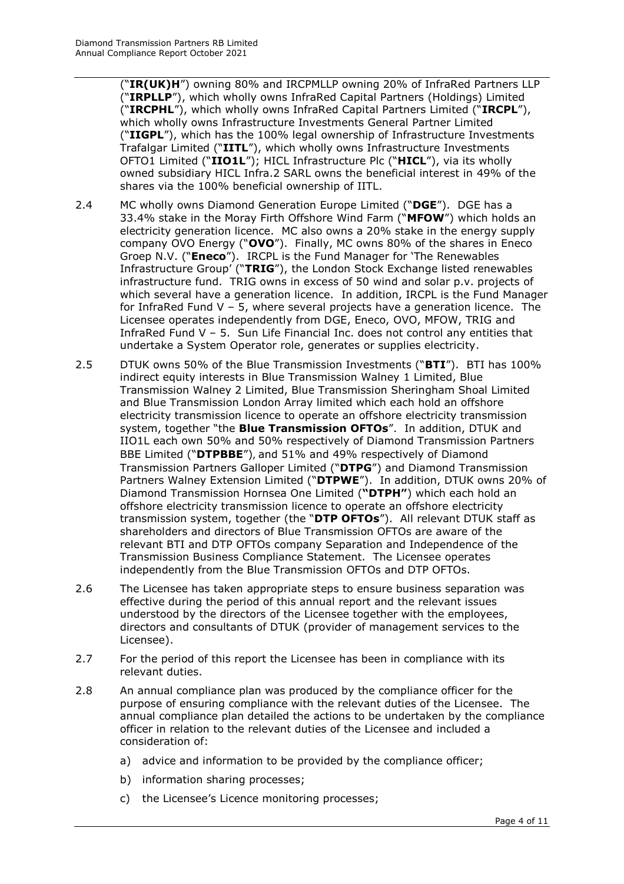("**IR(UK)H**") owning 80% and IRCPMLLP owning 20% of InfraRed Partners LLP ("**IRPLLP**"), which wholly owns InfraRed Capital Partners (Holdings) Limited ("**IRCPHL**"), which wholly owns InfraRed Capital Partners Limited ("**IRCPL**"), which wholly owns Infrastructure Investments General Partner Limited ("**IIGPL**"), which has the 100% legal ownership of Infrastructure Investments Trafalgar Limited ("**IITL**"), which wholly owns Infrastructure Investments OFTO1 Limited ("**IIO1L**"); HICL Infrastructure Plc ("**HICL**"), via its wholly owned subsidiary HICL Infra.2 SARL owns the beneficial interest in 49% of the shares via the 100% beneficial ownership of IITL.

2.4 MC wholly owns Diamond Generation Europe Limited ("**DGE**"). DGE has a 33.4% stake in the Moray Firth Offshore Wind Farm ("**MFOW**") which holds an electricity generation licence. MC also owns a 20% stake in the energy supply company OVO Energy ("**OVO**"). Finally, MC owns 80% of the shares in Eneco Groep N.V. ("**Eneco**"). IRCPL is the Fund Manager for 'The Renewables Infrastructure Group' ("**TRIG**"), the London Stock Exchange listed renewables infrastructure fund. TRIG owns in excess of 50 wind and solar p.v. projects of which several have a generation licence. In addition, IRCPL is the Fund Manager for InfraRed Fund V – 5, where several projects have a generation licence. The Licensee operates independently from DGE, Eneco, OVO, MFOW, TRIG and InfraRed Fund V – 5. Sun Life Financial Inc. does not control any entities that undertake a System Operator role, generates or supplies electricity.

2.5 DTUK owns 50% of the Blue Transmission Investments ("**BTI**"). BTI has 100% indirect equity interests in Blue Transmission Walney 1 Limited, Blue Transmission Walney 2 Limited, Blue Transmission Sheringham Shoal Limited and Blue Transmission London Array limited which each hold an offshore electricity transmission licence to operate an offshore electricity transmission system, together "the **Blue Transmission OFTOs**". In addition, DTUK and IIO1L each own 50% and 50% respectively of Diamond Transmission Partners BBE Limited ("**DTPBBE**"), and 51% and 49% respectively of Diamond Transmission Partners Galloper Limited ("**DTPG**") and Diamond Transmission Partners Walney Extension Limited ("**DTPWE**"). In addition, DTUK owns 20% of Diamond Transmission Hornsea One Limited (**"DTPH"**) which each hold an offshore electricity transmission licence to operate an offshore electricity transmission system, together (the "**DTP OFTOs**"). All relevant DTUK staff as shareholders and directors of Blue Transmission OFTOs are aware of the relevant BTI and DTP OFTOs company Separation and Independence of the Transmission Business Compliance Statement. The Licensee operates independently from the Blue Transmission OFTOs and DTP OFTOs.

2.6 The Licensee has taken appropriate steps to ensure business separation was effective during the period of this annual report and the relevant issues understood by the directors of the Licensee together with the employees, directors and consultants of DTUK (provider of management services to the Licensee).

2.7 For the period of this report the Licensee has been in compliance with its relevant duties.

2.8 An annual compliance plan was produced by the compliance officer for the purpose of ensuring compliance with the relevant duties of the Licensee. The annual compliance plan detailed the actions to be undertaken by the compliance officer in relation to the relevant duties of the Licensee and included a consideration of:

a) advice and information to be provided by the compliance officer;

b) information sharing processes;

c) the Licensee's Licence monitoring processes;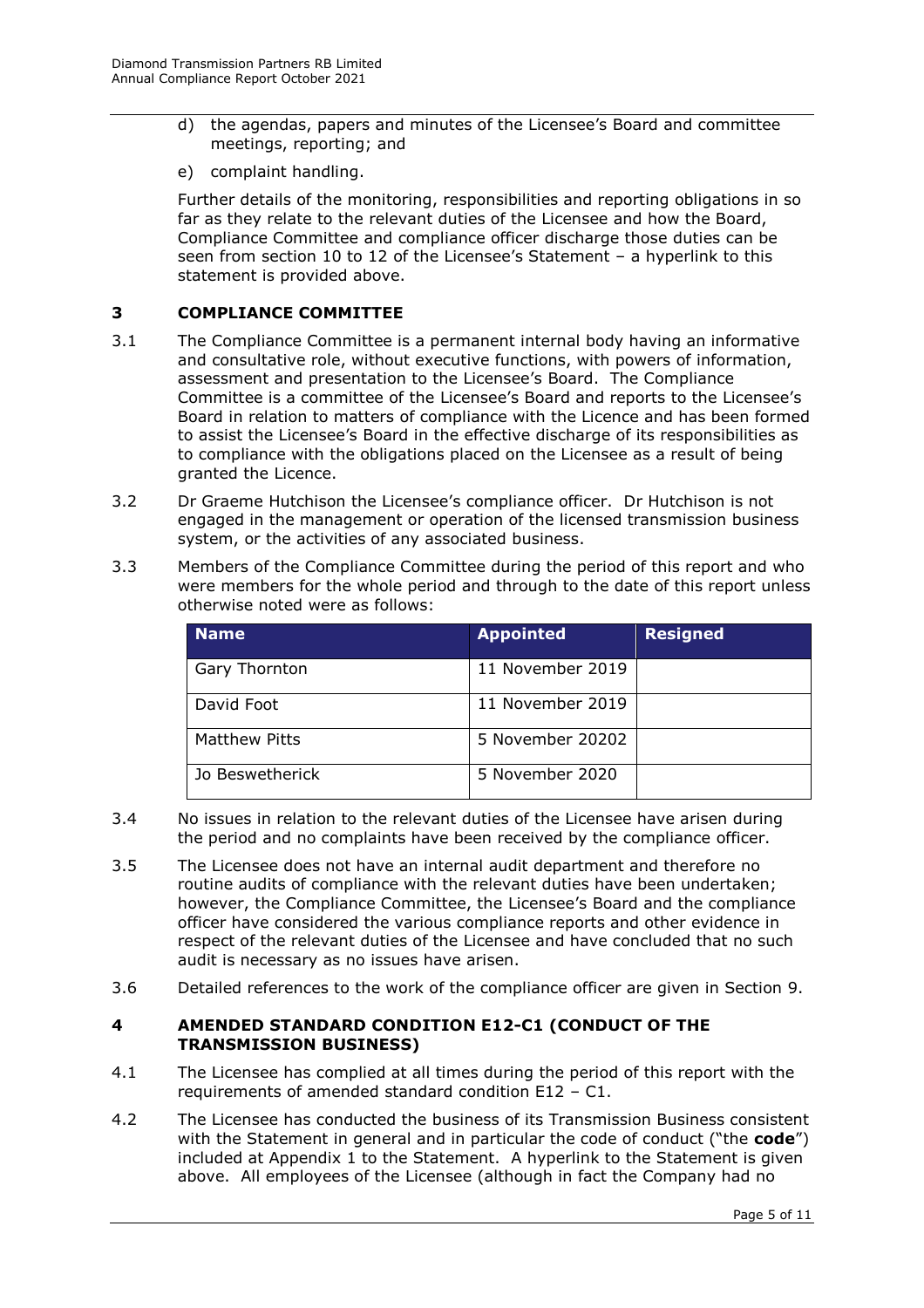d) the agendas, papers and minutes of the Licensee's Board and committee meetings, reporting; and

e) complaint handling.

Further details of the monitoring, responsibilities and reporting obligations in so far as they relate to the relevant duties of the Licensee and how the Board, Compliance Committee and compliance officer discharge those duties can be seen from section 10 to 12 of the Licensee's Statement – a hyperlink to this statement is provided above.

## 3 COMPLIANCE COMMITTEE

3.1 The Compliance Committee is a permanent internal body having an informative and consultative role, without executive functions, with powers of information, assessment and presentation to the Licensee's Board. The Compliance Committee is a committee of the Licensee's Board and reports to the Licensee's Board in relation to matters of compliance with the Licence and has been formed to assist the Licensee's Board in the effective discharge of its responsibilities as to compliance with the obligations placed on the Licensee as a result of being granted the Licence.

3.2 Dr Graeme Hutchison the Licensee's compliance officer. Dr Hutchison is not engaged in the management or operation of the licensed transmission business system, or the activities of any associated business.

3.3 Members of the Compliance Committee during the period of this report and who were members for the whole period and through to the date of this report unless otherwise noted were as follows:

| Name | Appointed | Resigned |
|---|---|---|
| Gary Thornton | 11 November 2019 | |
| David Foot | 11 November 2019 | |
| Matthew Pitts | 5 November 20202 | |
| Jo Beswetherick | 5 November 2020 | |

3.4 No issues in relation to the relevant duties of the Licensee have arisen during the period and no complaints have been received by the compliance officer.

3.5 The Licensee does not have an internal audit department and therefore no routine audits of compliance with the relevant duties have been undertaken; however, the Compliance Committee, the Licensee's Board and the compliance officer have considered the various compliance reports and other evidence in respect of the relevant duties of the Licensee and have concluded that no such audit is necessary as no issues have arisen.

3.6 Detailed references to the work of the compliance officer are given in Section 9.

## 4 AMENDED STANDARD CONDITION E12-C1 (CONDUCT OF THE TRANSMISSION BUSINESS)

4.1 The Licensee has complied at all times during the period of this report with the requirements of amended standard condition E12 – C1.

4.2 The Licensee has conducted the business of its Transmission Business consistent with the Statement in general and in particular the code of conduct ("the **code**") included at Appendix 1 to the Statement. A hyperlink to the Statement is given above. All employees of the Licensee (although in fact the Company had no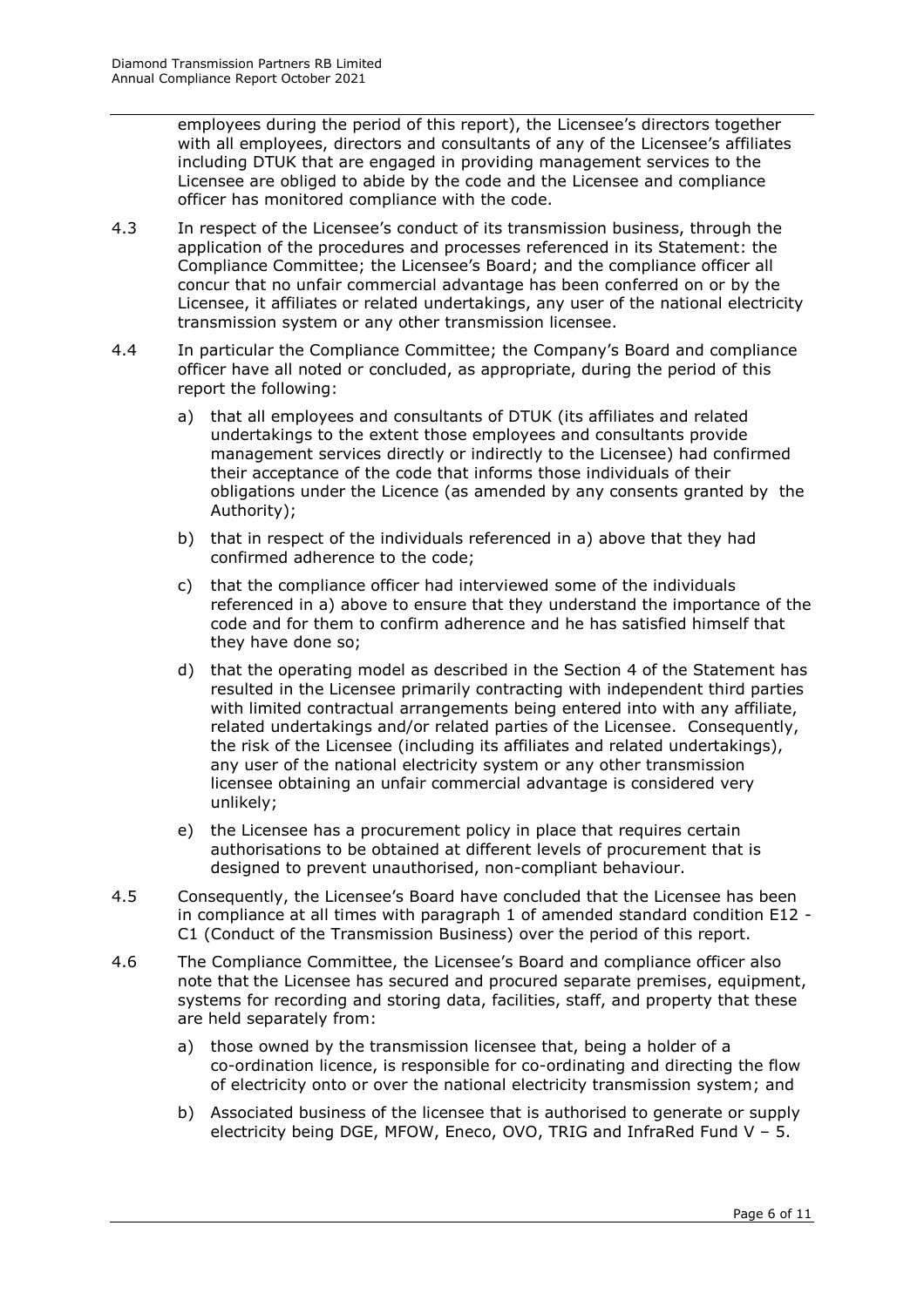employees during the period of this report), the Licensee's directors together with all employees, directors and consultants of any of the Licensee's affiliates including DTUK that are engaged in providing management services to the Licensee are obliged to abide by the code and the Licensee and compliance officer has monitored compliance with the code.

4.3 In respect of the Licensee's conduct of its transmission business, through the application of the procedures and processes referenced in its Statement: the Compliance Committee; the Licensee's Board; and the compliance officer all concur that no unfair commercial advantage has been conferred on or by the Licensee, it affiliates or related undertakings, any user of the national electricity transmission system or any other transmission licensee.

4.4 In particular the Compliance Committee; the Company's Board and compliance officer have all noted or concluded, as appropriate, during the period of this report the following:

a) that all employees and consultants of DTUK (its affiliates and related undertakings to the extent those employees and consultants provide management services directly or indirectly to the Licensee) had confirmed their acceptance of the code that informs those individuals of their obligations under the Licence (as amended by any consents granted by the Authority);

b) that in respect of the individuals referenced in a) above that they had confirmed adherence to the code;

c) that the compliance officer had interviewed some of the individuals referenced in a) above to ensure that they understand the importance of the code and for them to confirm adherence and he has satisfied himself that they have done so;

d) that the operating model as described in the Section 4 of the Statement has resulted in the Licensee primarily contracting with independent third parties with limited contractual arrangements being entered into with any affiliate, related undertakings and/or related parties of the Licensee. Consequently, the risk of the Licensee (including its affiliates and related undertakings), any user of the national electricity system or any other transmission licensee obtaining an unfair commercial advantage is considered very unlikely;

e) the Licensee has a procurement policy in place that requires certain authorisations to be obtained at different levels of procurement that is designed to prevent unauthorised, non-compliant behaviour.

4.5 Consequently, the Licensee's Board have concluded that the Licensee has been in compliance at all times with paragraph 1 of amended standard condition E12 - C1 (Conduct of the Transmission Business) over the period of this report.

4.6 The Compliance Committee, the Licensee's Board and compliance officer also note that the Licensee has secured and procured separate premises, equipment, systems for recording and storing data, facilities, staff, and property that these are held separately from:

a) those owned by the transmission licensee that, being a holder of a co-ordination licence, is responsible for co-ordinating and directing the flow of electricity onto or over the national electricity transmission system; and

b) Associated business of the licensee that is authorised to generate or supply electricity being DGE, MFOW, Eneco, OVO, TRIG and InfraRed Fund V – 5.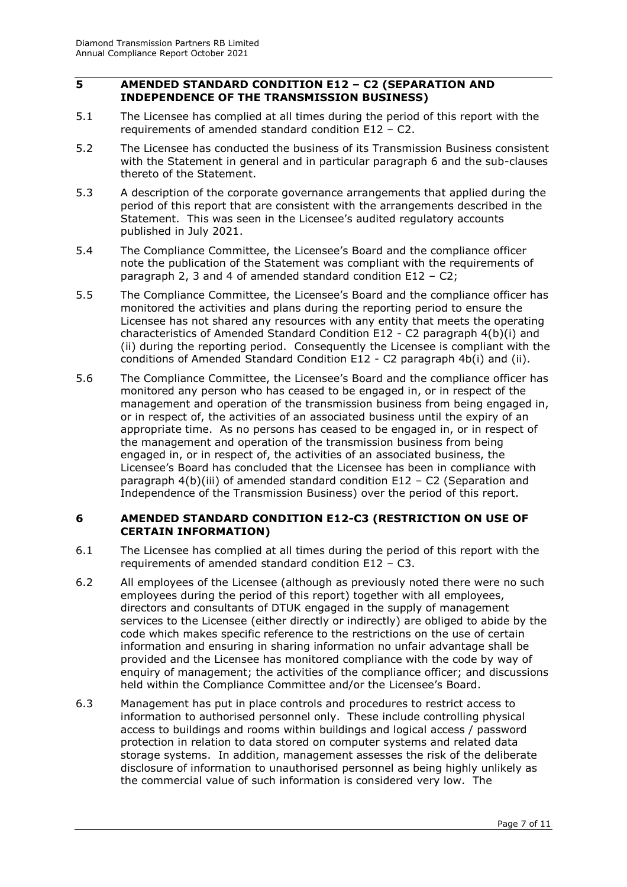## 5 AMENDED STANDARD CONDITION E12 – C2 (SEPARATION AND INDEPENDENCE OF THE TRANSMISSION BUSINESS)

5.1 The Licensee has complied at all times during the period of this report with the requirements of amended standard condition E12 – C2.

5.2 The Licensee has conducted the business of its Transmission Business consistent with the Statement in general and in particular paragraph 6 and the sub-clauses thereto of the Statement.

5.3 A description of the corporate governance arrangements that applied during the period of this report that are consistent with the arrangements described in the Statement. This was seen in the Licensee's audited regulatory accounts published in July 2021.

5.4 The Compliance Committee, the Licensee's Board and the compliance officer note the publication of the Statement was compliant with the requirements of paragraph 2, 3 and 4 of amended standard condition E12 – C2;

5.5 The Compliance Committee, the Licensee's Board and the compliance officer has monitored the activities and plans during the reporting period to ensure the Licensee has not shared any resources with any entity that meets the operating characteristics of Amended Standard Condition E12 - C2 paragraph 4(b)(i) and (ii) during the reporting period. Consequently the Licensee is compliant with the conditions of Amended Standard Condition E12 - C2 paragraph 4b(i) and (ii).

5.6 The Compliance Committee, the Licensee's Board and the compliance officer has monitored any person who has ceased to be engaged in, or in respect of the management and operation of the transmission business from being engaged in, or in respect of, the activities of an associated business until the expiry of an appropriate time. As no persons has ceased to be engaged in, or in respect of the management and operation of the transmission business from being engaged in, or in respect of, the activities of an associated business, the Licensee's Board has concluded that the Licensee has been in compliance with paragraph 4(b)(iii) of amended standard condition E12 – C2 (Separation and Independence of the Transmission Business) over the period of this report.

## 6 AMENDED STANDARD CONDITION E12-C3 (RESTRICTION ON USE OF CERTAIN INFORMATION)

6.1 The Licensee has complied at all times during the period of this report with the requirements of amended standard condition E12 – C3.

6.2 All employees of the Licensee (although as previously noted there were no such employees during the period of this report) together with all employees, directors and consultants of DTUK engaged in the supply of management services to the Licensee (either directly or indirectly) are obliged to abide by the code which makes specific reference to the restrictions on the use of certain information and ensuring in sharing information no unfair advantage shall be provided and the Licensee has monitored compliance with the code by way of enquiry of management; the activities of the compliance officer; and discussions held within the Compliance Committee and/or the Licensee's Board.

6.3 Management has put in place controls and procedures to restrict access to information to authorised personnel only. These include controlling physical access to buildings and rooms within buildings and logical access / password protection in relation to data stored on computer systems and related data storage systems. In addition, management assesses the risk of the deliberate disclosure of information to unauthorised personnel as being highly unlikely as the commercial value of such information is considered very low. The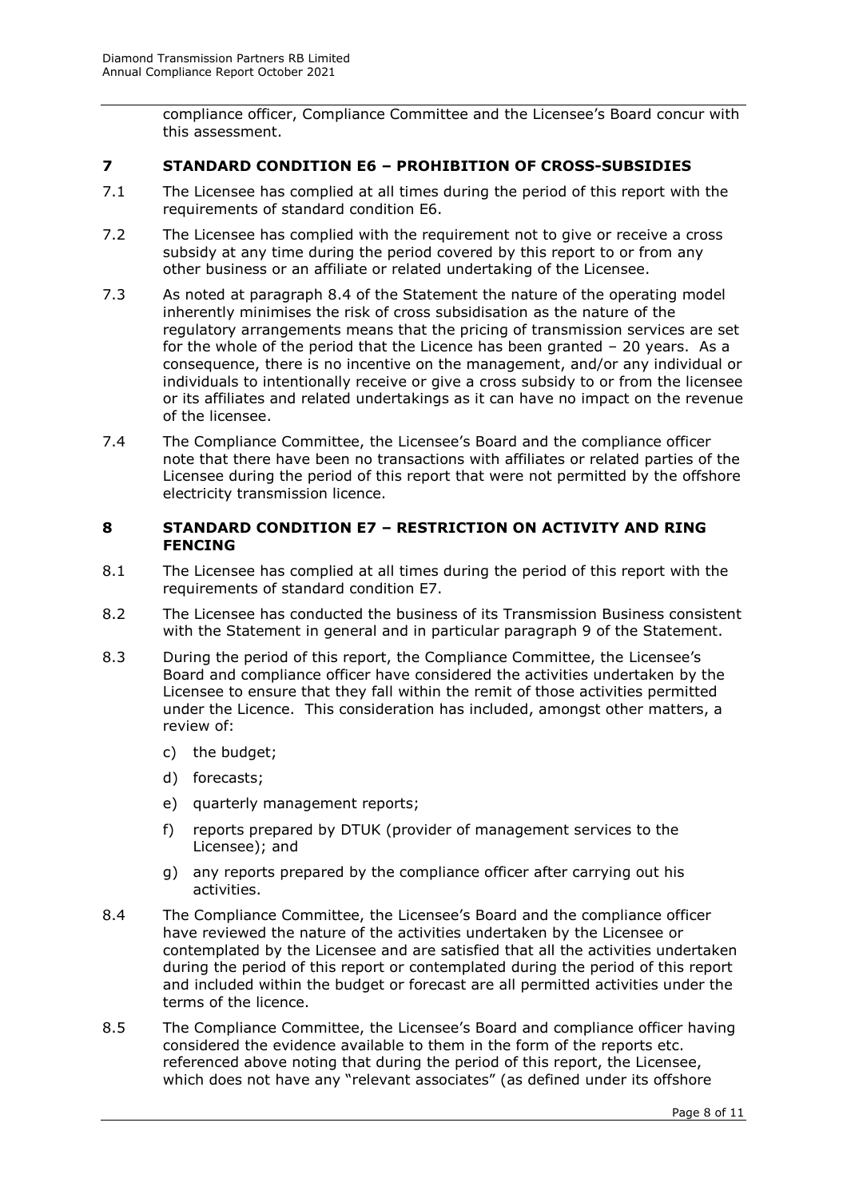compliance officer, Compliance Committee and the Licensee's Board concur with this assessment.

## 7 STANDARD CONDITION E6 – PROHIBITION OF CROSS-SUBSIDIES

7.1 The Licensee has complied at all times during the period of this report with the requirements of standard condition E6.

7.2 The Licensee has complied with the requirement not to give or receive a cross subsidy at any time during the period covered by this report to or from any other business or an affiliate or related undertaking of the Licensee.

7.3 As noted at paragraph 8.4 of the Statement the nature of the operating model inherently minimises the risk of cross subsidisation as the nature of the regulatory arrangements means that the pricing of transmission services are set for the whole of the period that the Licence has been granted – 20 years. As a consequence, there is no incentive on the management, and/or any individual or individuals to intentionally receive or give a cross subsidy to or from the licensee or its affiliates and related undertakings as it can have no impact on the revenue of the licensee.

7.4 The Compliance Committee, the Licensee's Board and the compliance officer note that there have been no transactions with affiliates or related parties of the Licensee during the period of this report that were not permitted by the offshore electricity transmission licence.

## 8 STANDARD CONDITION E7 – RESTRICTION ON ACTIVITY AND RING FENCING

8.1 The Licensee has complied at all times during the period of this report with the requirements of standard condition E7.

8.2 The Licensee has conducted the business of its Transmission Business consistent with the Statement in general and in particular paragraph 9 of the Statement.

8.3 During the period of this report, the Compliance Committee, the Licensee's Board and compliance officer have considered the activities undertaken by the Licensee to ensure that they fall within the remit of those activities permitted under the Licence. This consideration has included, amongst other matters, a review of:

c) the budget;

d) forecasts;

e) quarterly management reports;

f) reports prepared by DTUK (provider of management services to the Licensee); and

g) any reports prepared by the compliance officer after carrying out his activities.

8.4 The Compliance Committee, the Licensee's Board and the compliance officer have reviewed the nature of the activities undertaken by the Licensee or contemplated by the Licensee and are satisfied that all the activities undertaken during the period of this report or contemplated during the period of this report and included within the budget or forecast are all permitted activities under the terms of the licence.

8.5 The Compliance Committee, the Licensee's Board and compliance officer having considered the evidence available to them in the form of the reports etc. referenced above noting that during the period of this report, the Licensee, which does not have any "relevant associates" (as defined under its offshore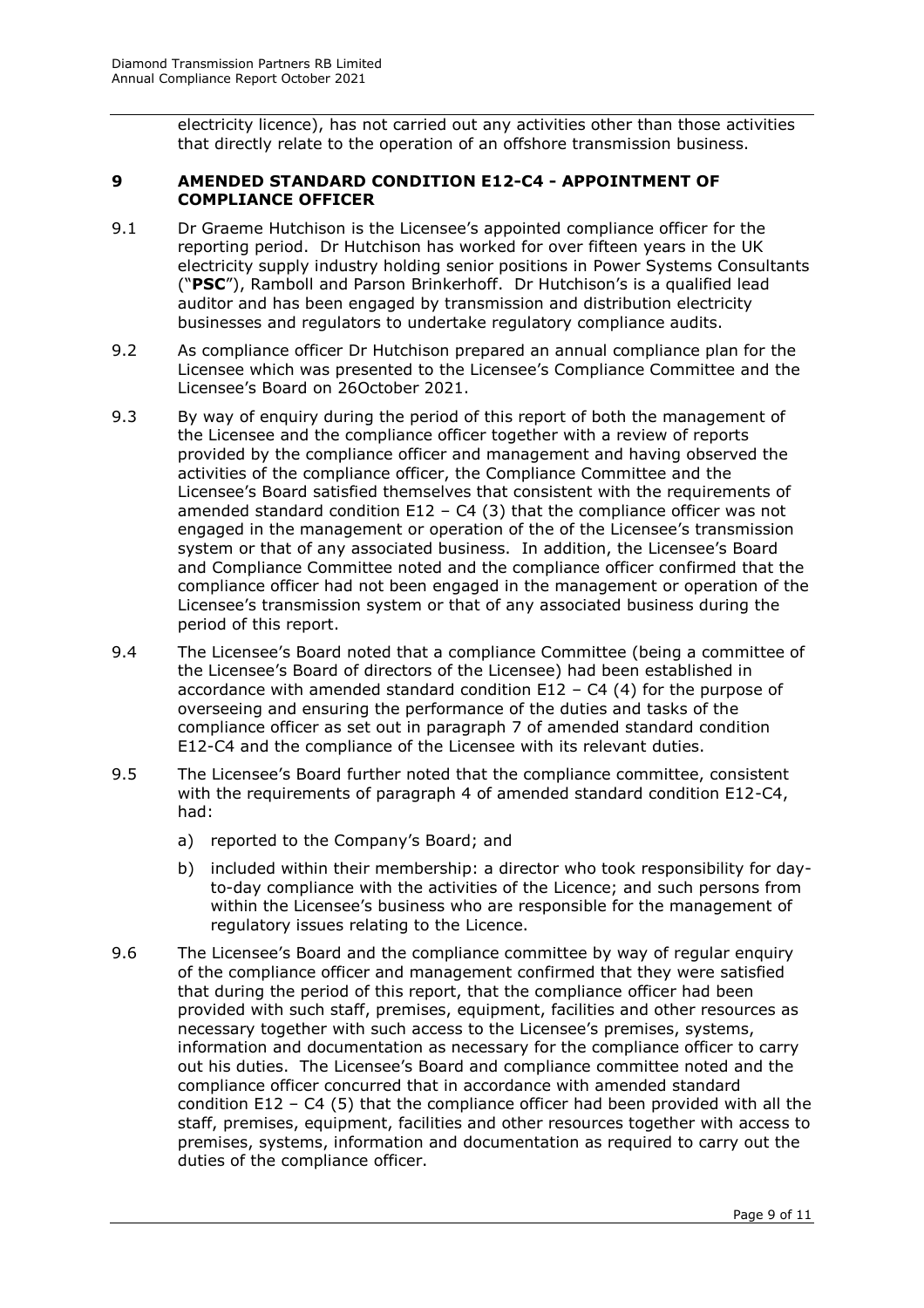electricity licence), has not carried out any activities other than those activities that directly relate to the operation of an offshore transmission business.

## 9 AMENDED STANDARD CONDITION E12-C4 - APPOINTMENT OF COMPLIANCE OFFICER

9.1 Dr Graeme Hutchison is the Licensee's appointed compliance officer for the reporting period. Dr Hutchison has worked for over fifteen years in the UK electricity supply industry holding senior positions in Power Systems Consultants ("**PSC**"), Ramboll and Parson Brinkerhoff. Dr Hutchison's is a qualified lead auditor and has been engaged by transmission and distribution electricity businesses and regulators to undertake regulatory compliance audits.

9.2 As compliance officer Dr Hutchison prepared an annual compliance plan for the Licensee which was presented to the Licensee's Compliance Committee and the Licensee's Board on 26October 2021.

9.3 By way of enquiry during the period of this report of both the management of the Licensee and the compliance officer together with a review of reports provided by the compliance officer and management and having observed the activities of the compliance officer, the Compliance Committee and the Licensee's Board satisfied themselves that consistent with the requirements of amended standard condition E12 – C4 (3) that the compliance officer was not engaged in the management or operation of the of the Licensee's transmission system or that of any associated business. In addition, the Licensee's Board and Compliance Committee noted and the compliance officer confirmed that the compliance officer had not been engaged in the management or operation of the Licensee's transmission system or that of any associated business during the period of this report.

9.4 The Licensee's Board noted that a compliance Committee (being a committee of the Licensee's Board of directors of the Licensee) had been established in accordance with amended standard condition E12 – C4 (4) for the purpose of overseeing and ensuring the performance of the duties and tasks of the compliance officer as set out in paragraph 7 of amended standard condition E12-C4 and the compliance of the Licensee with its relevant duties.

9.5 The Licensee's Board further noted that the compliance committee, consistent with the requirements of paragraph 4 of amended standard condition E12-C4, had:

a) reported to the Company's Board; and

b) included within their membership: a director who took responsibility for day-to-day compliance with the activities of the Licence; and such persons from within the Licensee's business who are responsible for the management of regulatory issues relating to the Licence.

9.6 The Licensee's Board and the compliance committee by way of regular enquiry of the compliance officer and management confirmed that they were satisfied that during the period of this report, that the compliance officer had been provided with such staff, premises, equipment, facilities and other resources as necessary together with such access to the Licensee's premises, systems, information and documentation as necessary for the compliance officer to carry out his duties. The Licensee's Board and compliance committee noted and the compliance officer concurred that in accordance with amended standard condition E12 – C4 (5) that the compliance officer had been provided with all the staff, premises, equipment, facilities and other resources together with access to premises, systems, information and documentation as required to carry out the duties of the compliance officer.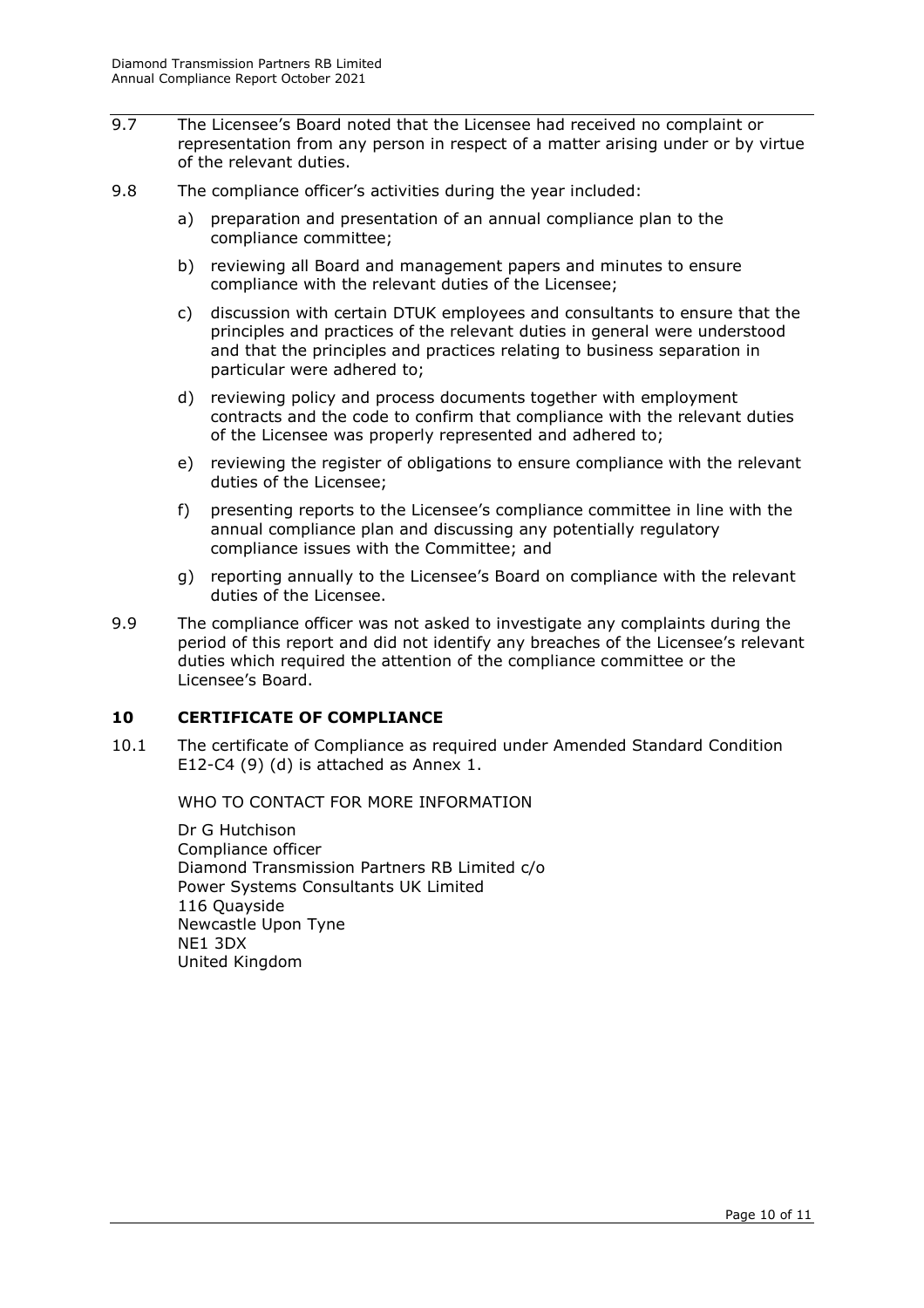9.7 The Licensee's Board noted that the Licensee had received no complaint or representation from any person in respect of a matter arising under or by virtue of the relevant duties.

9.8 The compliance officer's activities during the year included:

a) preparation and presentation of an annual compliance plan to the compliance committee;

b) reviewing all Board and management papers and minutes to ensure compliance with the relevant duties of the Licensee;

c) discussion with certain DTUK employees and consultants to ensure that the principles and practices of the relevant duties in general were understood and that the principles and practices relating to business separation in particular were adhered to;

d) reviewing policy and process documents together with employment contracts and the code to confirm that compliance with the relevant duties of the Licensee was properly represented and adhered to;

e) reviewing the register of obligations to ensure compliance with the relevant duties of the Licensee;

f) presenting reports to the Licensee's compliance committee in line with the annual compliance plan and discussing any potentially regulatory compliance issues with the Committee; and

g) reporting annually to the Licensee's Board on compliance with the relevant duties of the Licensee.

9.9 The compliance officer was not asked to investigate any complaints during the period of this report and did not identify any breaches of the Licensee's relevant duties which required the attention of the compliance committee or the Licensee's Board.

## 10 CERTIFICATE OF COMPLIANCE

10.1 The certificate of Compliance as required under Amended Standard Condition E12-C4 (9) (d) is attached as Annex 1.

WHO TO CONTACT FOR MORE INFORMATION

Dr G Hutchison
Compliance officer
Diamond Transmission Partners RB Limited c/o
Power Systems Consultants UK Limited
116 Quayside
Newcastle Upon Tyne
NE1 3DX
United Kingdom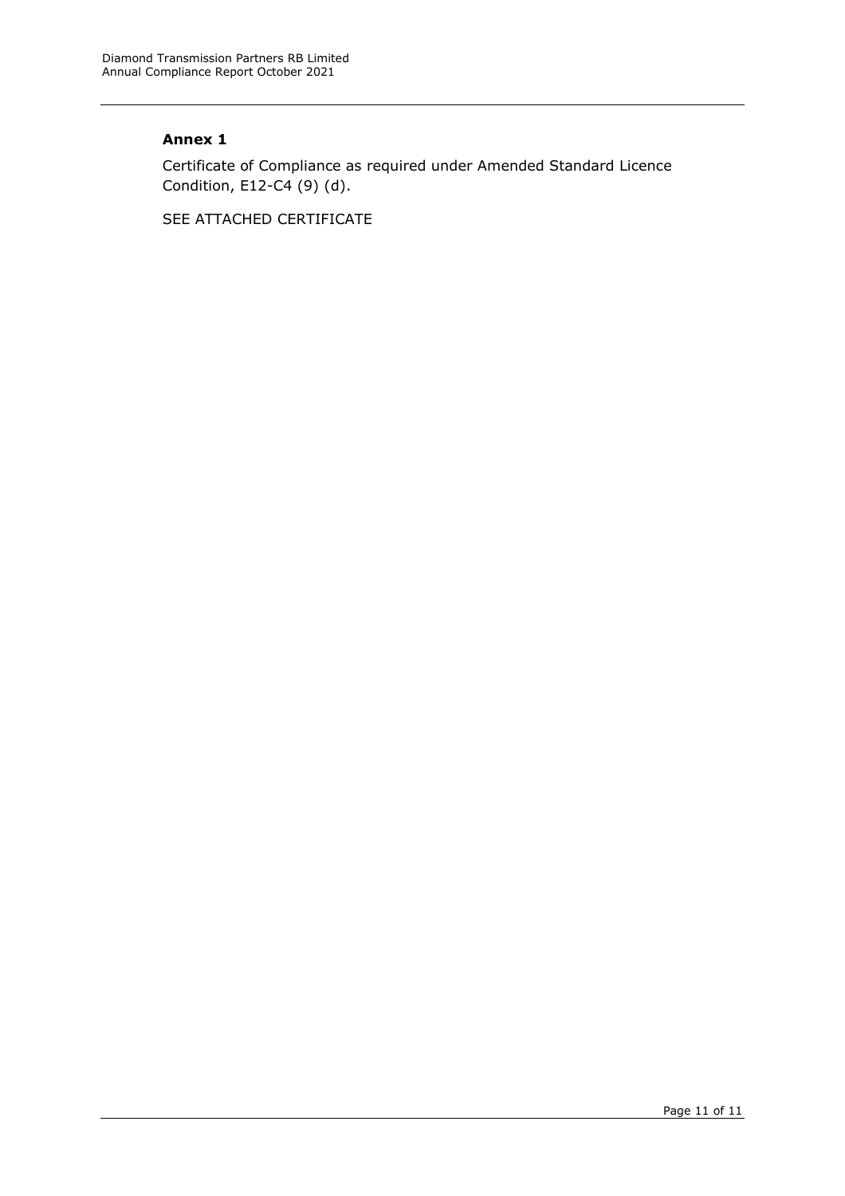## Annex 1

Certificate of Compliance as required under Amended Standard Licence Condition, E12-C4 (9) (d).

SEE ATTACHED CERTIFICATE